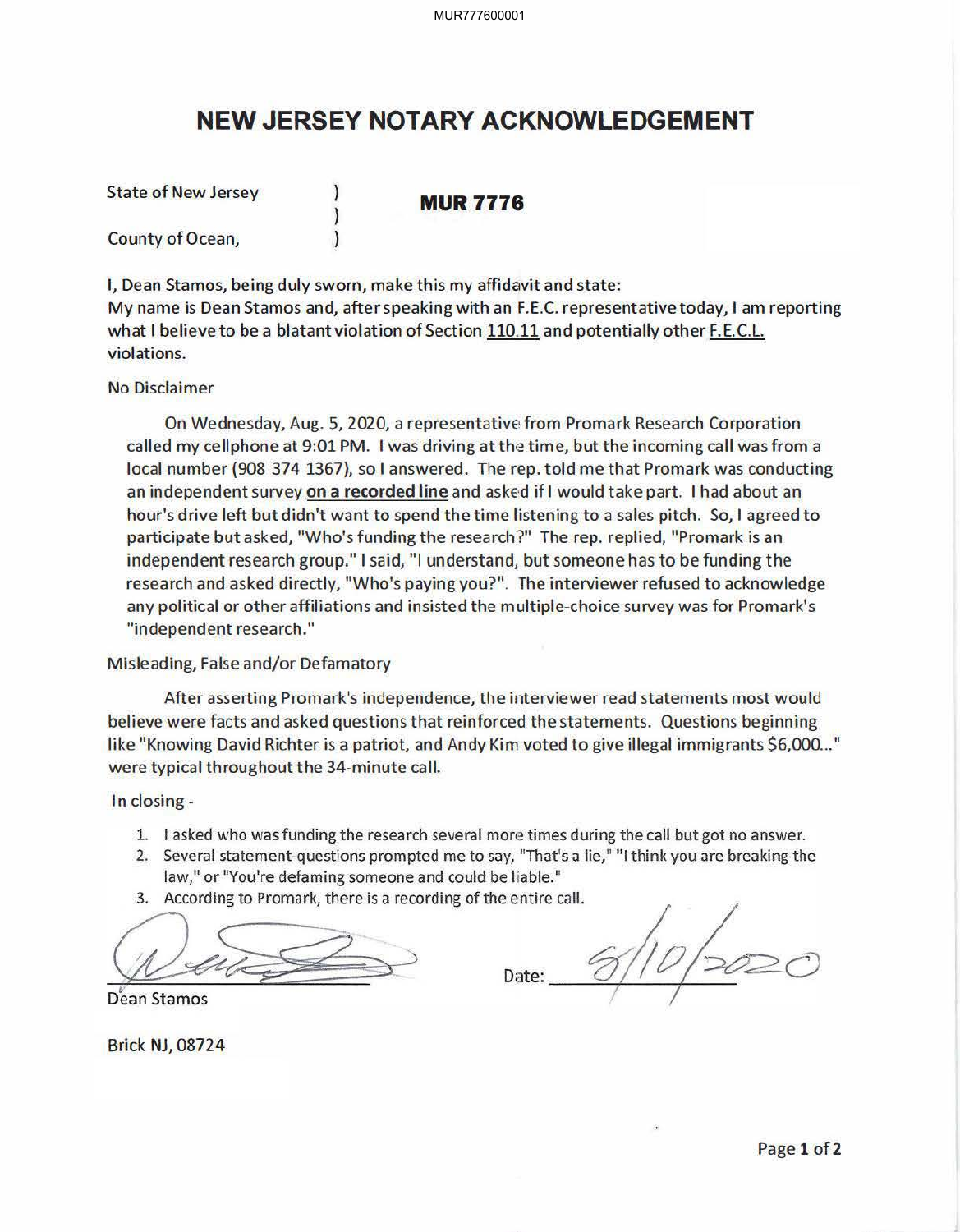# NEW JERSEY NOTARY ACKNOWLEDGEMENT

State of New Jersey )
)
County of Ocean, )

**MUR 7776**

**I, Dean Stamos, being duly sworn, make this my affidavit and state:**
**My name is Dean Stamos and, after speaking with an F.E.C. representative today, I am reporting what I believe to be a blatant violation of Section <u>110.11</u> and potentially other <u>F.E.C.L.</u> violations.**

No Disclaimer

On Wednesday, Aug. 5, 2020, a representative from Promark Research Corporation called my cellphone at 9:01 PM. I was driving at the time, but the incoming call was from a local number (908 374 1367), so I answered. The rep. told me that Promark was conducting an independent survey **<u>on a recorded line</u>** and asked if I would take part. I had about an hour's drive left but didn't want to spend the time listening to a sales pitch. So, I agreed to participate but asked, "Who's funding the research?" The rep. replied, "Promark is an independent research group." I said, "I understand, but someone has to be funding the research and asked directly, "Who's paying you?". The interviewer refused to acknowledge any political or other affiliations and insisted the multiple-choice survey was for Promark's "independent research."

Misleading, False and/or Defamatory

After asserting Promark's independence, the interviewer read statements most would believe were facts and asked questions that reinforced the statements. Questions beginning like "Knowing David Richter is a patriot, and Andy Kim voted to give illegal immigrants $6,000..." were typical throughout the 34-minute call.

In closing -

1. I asked who was funding the research several more times during the call but got no answer.
2. Several statement-questions prompted me to say, "That's a lie," "I think you are breaking the law," or "You're defaming someone and could be liable."
3. According to Promark, there is a recording of the entire call.

[Signature]
Dean Stamos

Date: 8/10/2020

Brick NJ, 08724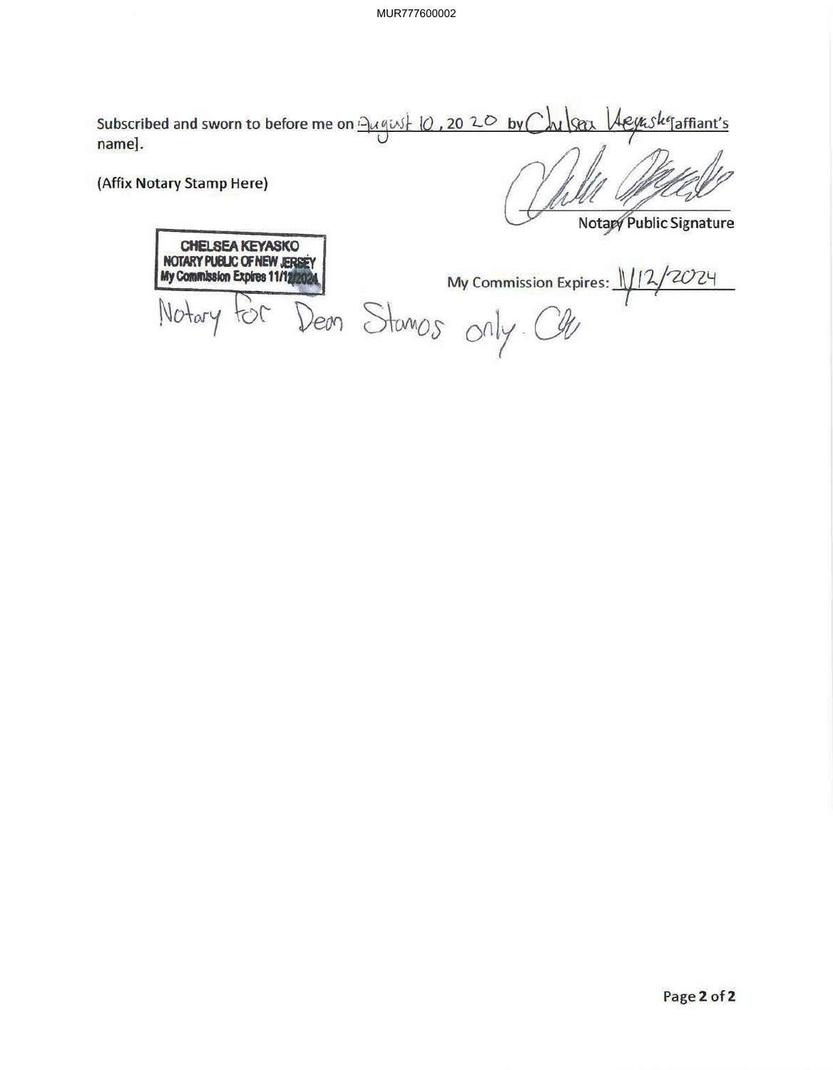MUR777600002

Subscribed and sworn to before me on August 10, 20 20 by Chelsea Keyasko [affiant's name].

(Affix Notary Stamp Here)

Notary Public Signature

CHELSEA KEYASKO
NOTARY PUBLIC OF NEW JERSEY
My Commission Expires 11/12/2024

My Commission Expires: 11/12/2024

Notary for Dean Stamos only. CK